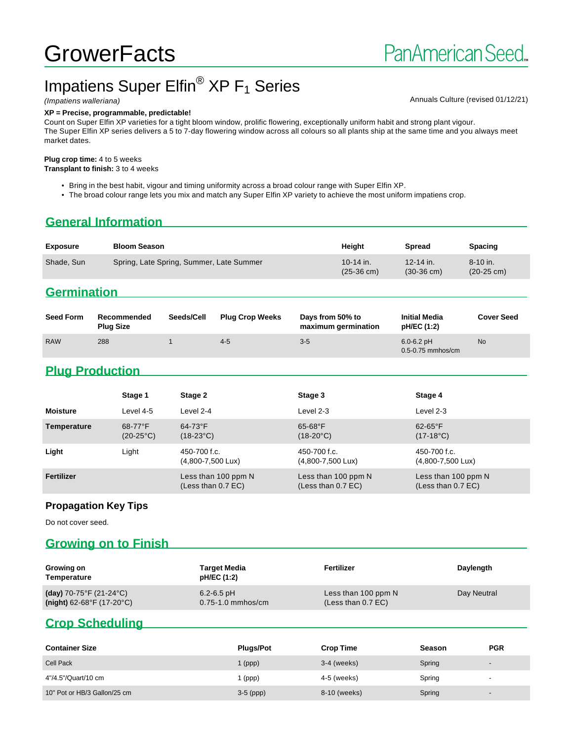# GrowerFacts

PanAmerican Seed

# Impatiens Super Elfin® XP $F_1$ Series

*(Impatiens walleriana)*

Annuals Culture (revised 01/12/21)

**XP = Precise, programmable, predictable!**

Count on Super Elfin XP varieties for a tight bloom window, prolific flowering, exceptionally uniform habit and strong plant vigour.
The Super Elfin XP series delivers a 5 to 7-day flowering window across all colours so all plants ship at the same time and you always meet market dates.

**Plug crop time:** 4 to 5 weeks
**Transplant to finish:** 3 to 4 weeks

- Bring in the best habit, vigour and timing uniformity across a broad colour range with Super Elfin XP.
- The broad colour range lets you mix and match any Super Elfin XP variety to achieve the most uniform impatiens crop.

## General Information

| Exposure | Bloom Season | Height | Spread | Spacing |
|---|---|---|---|---|
| Shade, Sun | Spring, Late Spring, Summer, Late Summer | 10-14 in. (25-36 cm) | 12-14 in. (30-36 cm) | 8-10 in. (20-25 cm) |

## Germination

| Seed Form | Recommended Plug Size | Seeds/Cell | Plug Crop Weeks | Days from 50% to maximum germination | Initial Media pH/EC (1:2) | Cover Seed |
|---|---|---|---|---|---|---|
| RAW | 288 | 1 | 4-5 | 3-5 | 6.0-6.2 pH 0.5-0.75 mmhos/cm | No |

## Plug Production

| | Stage 1 | Stage 2 | Stage 3 | Stage 4 |
|---|---|---|---|---|
| **Moisture** | Level 4-5 | Level 2-4 | Level 2-3 | Level 2-3 |
| **Temperature** | 68-77°F (20-25°C) | 64-73°F (18-23°C) | 65-68°F (18-20°C) | 62-65°F (17-18°C) |
| **Light** | Light | 450-700 f.c. (4,800-7,500 Lux) | 450-700 f.c. (4,800-7,500 Lux) | 450-700 f.c. (4,800-7,500 Lux) |
| **Fertilizer** | | Less than 100 ppm N (Less than 0.7 EC) | Less than 100 ppm N (Less than 0.7 EC) | Less than 100 ppm N (Less than 0.7 EC) |

### Propagation Key Tips

Do not cover seed.

## Growing on to Finish

| Growing on Temperature | Target Media pH/EC (1:2) | Fertilizer | Daylength |
|---|---|---|---|
| **(day)** 70-75°F (21-24°C) **(night)** 62-68°F (17-20°C) | 6.2-6.5 pH 0.75-1.0 mmhos/cm | Less than 100 ppm N (Less than 0.7 EC) | Day Neutral |

## Crop Scheduling

| Container Size | Plugs/Pot | Crop Time | Season | PGR |
|---|---|---|---|---|
| Cell Pack | 1 (ppp) | 3-4 (weeks) | Spring | - |
| 4"/4.5"/Quart/10 cm | 1 (ppp) | 4-5 (weeks) | Spring | - |
| 10" Pot or HB/3 Gallon/25 cm | 3-5 (ppp) | 8-10 (weeks) | Spring | - |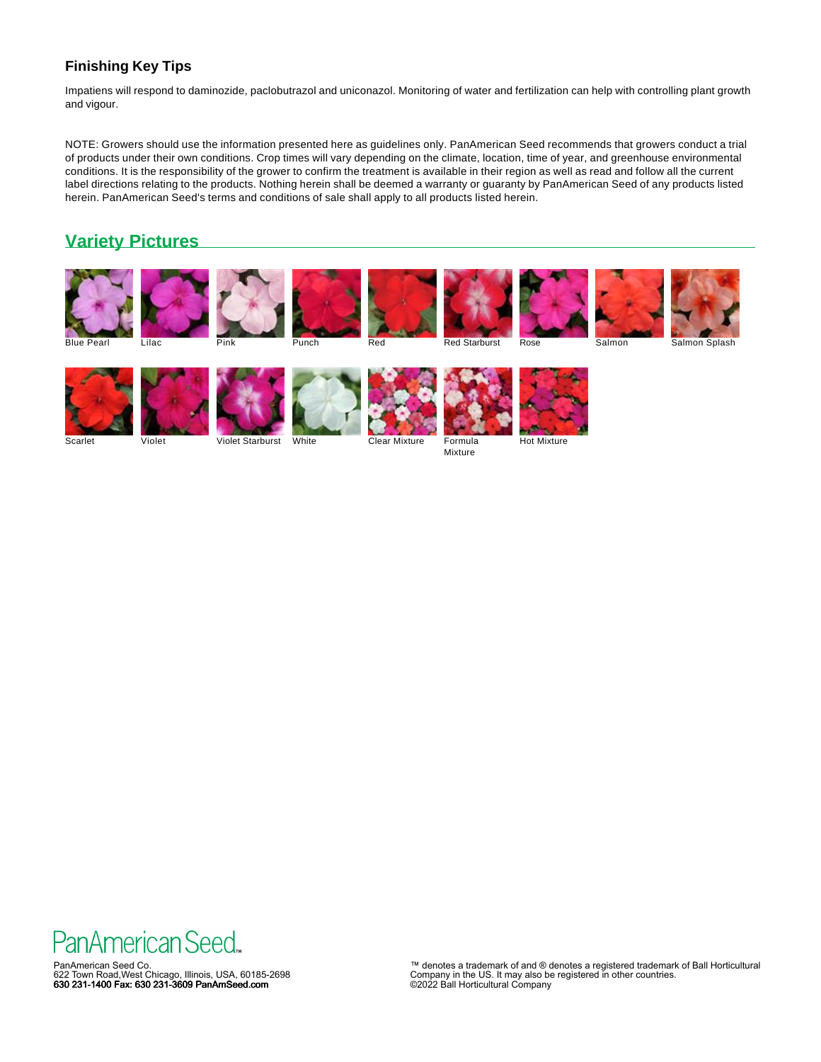### Finishing Key Tips

Impatiens will respond to daminozide, paclobutrazol and uniconazol. Monitoring of water and fertilization can help with controlling plant growth and vigour.

NOTE: Growers should use the information presented here as guidelines only. PanAmerican Seed recommends that growers conduct a trial of products under their own conditions. Crop times will vary depending on the climate, location, time of year, and greenhouse environmental conditions. It is the responsibility of the grower to confirm the treatment is available in their region as well as read and follow all the current label directions relating to the products. Nothing herein shall be deemed a warranty or guaranty by PanAmerican Seed of any products listed herein. PanAmerican Seed's terms and conditions of sale shall apply to all products listed herein.

## Variety Pictures

Blue Pearl

Lilac

Pink

Punch

Red

Red Starburst

Rose

Salmon

Salmon Splash

Scarlet

Violet

Violet Starburst

White

Clear Mixture

Formula Mixture

Hot Mixture

PanAmerican Seed

PanAmerican Seed Co.
622 Town Road,West Chicago, Illinois, USA, 60185-2698
**630 231-1400 Fax: 630 231-3609 PanAmSeed.com**

™ denotes a trademark of and ® denotes a registered trademark of Ball Horticultural Company in the US. It may also be registered in other countries.
©2022 Ball Horticultural Company